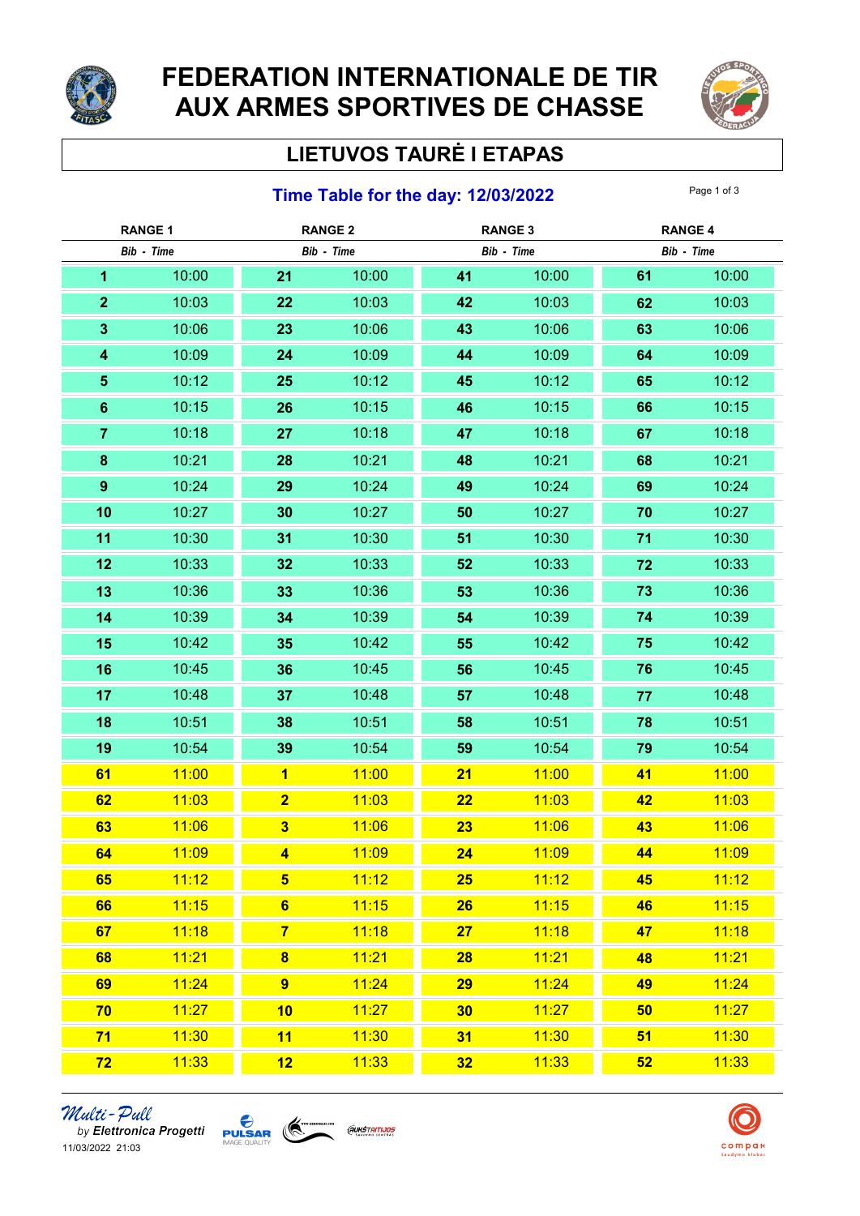# FEDERATION INTERNATIONALE DE TIR AUX ARMES SPORTIVES DE CHASSE

## LIETUVOS TAURĖ I ETAPAS

### Time Table for the day: 12/03/2022

| RANGE 1 | | RANGE 2 | | RANGE 3 | | RANGE 4 | |
|---|---|---|---|---|---|---|---|
| *Bib* | *Time* | *Bib* | *Time* | *Bib* | *Time* | *Bib* | *Time* |
| **1** | 10:00 | **21** | 10:00 | **41** | 10:00 | **61** | 10:00 |
| **2** | 10:03 | **22** | 10:03 | **42** | 10:03 | **62** | 10:03 |
| **3** | 10:06 | **23** | 10:06 | **43** | 10:06 | **63** | 10:06 |
| **4** | 10:09 | **24** | 10:09 | **44** | 10:09 | **64** | 10:09 |
| **5** | 10:12 | **25** | 10:12 | **45** | 10:12 | **65** | 10:12 |
| **6** | 10:15 | **26** | 10:15 | **46** | 10:15 | **66** | 10:15 |
| **7** | 10:18 | **27** | 10:18 | **47** | 10:18 | **67** | 10:18 |
| **8** | 10:21 | **28** | 10:21 | **48** | 10:21 | **68** | 10:21 |
| **9** | 10:24 | **29** | 10:24 | **49** | 10:24 | **69** | 10:24 |
| **10** | 10:27 | **30** | 10:27 | **50** | 10:27 | **70** | 10:27 |
| **11** | 10:30 | **31** | 10:30 | **51** | 10:30 | **71** | 10:30 |
| **12** | 10:33 | **32** | 10:33 | **52** | 10:33 | **72** | 10:33 |
| **13** | 10:36 | **33** | 10:36 | **53** | 10:36 | **73** | 10:36 |
| **14** | 10:39 | **34** | 10:39 | **54** | 10:39 | **74** | 10:39 |
| **15** | 10:42 | **35** | 10:42 | **55** | 10:42 | **75** | 10:42 |
| **16** | 10:45 | **36** | 10:45 | **56** | 10:45 | **76** | 10:45 |
| **17** | 10:48 | **37** | 10:48 | **57** | 10:48 | **77** | 10:48 |
| **18** | 10:51 | **38** | 10:51 | **58** | 10:51 | **78** | 10:51 |
| **19** | 10:54 | **39** | 10:54 | **59** | 10:54 | **79** | 10:54 |
| **61** | 11:00 | **1** | 11:00 | **21** | 11:00 | **41** | 11:00 |
| **62** | 11:03 | **2** | 11:03 | **22** | 11:03 | **42** | 11:03 |
| **63** | 11:06 | **3** | 11:06 | **23** | 11:06 | **43** | 11:06 |
| **64** | 11:09 | **4** | 11:09 | **24** | 11:09 | **44** | 11:09 |
| **65** | 11:12 | **5** | 11:12 | **25** | 11:12 | **45** | 11:12 |
| **66** | 11:15 | **6** | 11:15 | **26** | 11:15 | **46** | 11:15 |
| **67** | 11:18 | **7** | 11:18 | **27** | 11:18 | **47** | 11:18 |
| **68** | 11:21 | **8** | 11:21 | **28** | 11:21 | **48** | 11:21 |
| **69** | 11:24 | **9** | 11:24 | **29** | 11:24 | **49** | 11:24 |
| **70** | 11:27 | **10** | 11:27 | **30** | 11:27 | **50** | 11:27 |
| **71** | 11:30 | **11** | 11:30 | **31** | 11:30 | **51** | 11:30 |
| **72** | 11:33 | **12** | 11:33 | **32** | 11:33 | **52** | 11:33 |

*Multi-Pull* by *Elettronica Progetti*
11/03/2022 21:03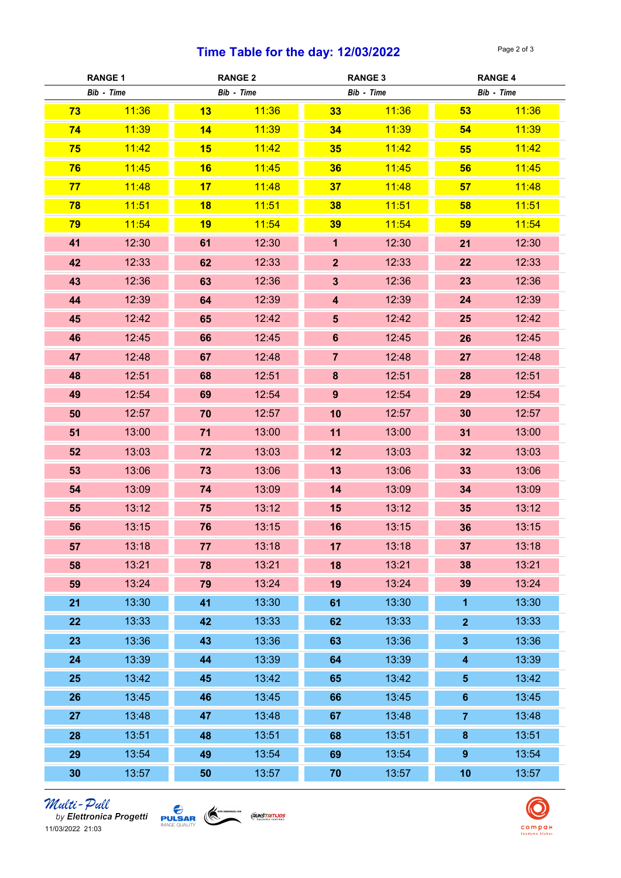# Time Table for the day: 12/03/2022

| RANGE 1 | | RANGE 2 | | RANGE 3 | | RANGE 4 | |
|---|---|---|---|---|---|---|---|
| *Bib* | *Time* | *Bib* | *Time* | *Bib* | *Time* | *Bib* | *Time* |
| **73** | 11:36 | **13** | 11:36 | **33** | 11:36 | **53** | 11:36 |
| **74** | 11:39 | **14** | 11:39 | **34** | 11:39 | **54** | 11:39 |
| **75** | 11:42 | **15** | 11:42 | **35** | 11:42 | **55** | 11:42 |
| **76** | 11:45 | **16** | 11:45 | **36** | 11:45 | **56** | 11:45 |
| **77** | 11:48 | **17** | 11:48 | **37** | 11:48 | **57** | 11:48 |
| **78** | 11:51 | **18** | 11:51 | **38** | 11:51 | **58** | 11:51 |
| **79** | 11:54 | **19** | 11:54 | **39** | 11:54 | **59** | 11:54 |
| **41** | 12:30 | **61** | 12:30 | **1** | 12:30 | **21** | 12:30 |
| **42** | 12:33 | **62** | 12:33 | **2** | 12:33 | **22** | 12:33 |
| **43** | 12:36 | **63** | 12:36 | **3** | 12:36 | **23** | 12:36 |
| **44** | 12:39 | **64** | 12:39 | **4** | 12:39 | **24** | 12:39 |
| **45** | 12:42 | **65** | 12:42 | **5** | 12:42 | **25** | 12:42 |
| **46** | 12:45 | **66** | 12:45 | **6** | 12:45 | **26** | 12:45 |
| **47** | 12:48 | **67** | 12:48 | **7** | 12:48 | **27** | 12:48 |
| **48** | 12:51 | **68** | 12:51 | **8** | 12:51 | **28** | 12:51 |
| **49** | 12:54 | **69** | 12:54 | **9** | 12:54 | **29** | 12:54 |
| **50** | 12:57 | **70** | 12:57 | **10** | 12:57 | **30** | 12:57 |
| **51** | 13:00 | **71** | 13:00 | **11** | 13:00 | **31** | 13:00 |
| **52** | 13:03 | **72** | 13:03 | **12** | 13:03 | **32** | 13:03 |
| **53** | 13:06 | **73** | 13:06 | **13** | 13:06 | **33** | 13:06 |
| **54** | 13:09 | **74** | 13:09 | **14** | 13:09 | **34** | 13:09 |
| **55** | 13:12 | **75** | 13:12 | **15** | 13:12 | **35** | 13:12 |
| **56** | 13:15 | **76** | 13:15 | **16** | 13:15 | **36** | 13:15 |
| **57** | 13:18 | **77** | 13:18 | **17** | 13:18 | **37** | 13:18 |
| **58** | 13:21 | **78** | 13:21 | **18** | 13:21 | **38** | 13:21 |
| **59** | 13:24 | **79** | 13:24 | **19** | 13:24 | **39** | 13:24 |
| **21** | 13:30 | **41** | 13:30 | **61** | 13:30 | **1** | 13:30 |
| **22** | 13:33 | **42** | 13:33 | **62** | 13:33 | **2** | 13:33 |
| **23** | 13:36 | **43** | 13:36 | **63** | 13:36 | **3** | 13:36 |
| **24** | 13:39 | **44** | 13:39 | **64** | 13:39 | **4** | 13:39 |
| **25** | 13:42 | **45** | 13:42 | **65** | 13:42 | **5** | 13:42 |
| **26** | 13:45 | **46** | 13:45 | **66** | 13:45 | **6** | 13:45 |
| **27** | 13:48 | **47** | 13:48 | **67** | 13:48 | **7** | 13:48 |
| **28** | 13:51 | **48** | 13:51 | **68** | 13:51 | **8** | 13:51 |
| **29** | 13:54 | **49** | 13:54 | **69** | 13:54 | **9** | 13:54 |
| **30** | 13:57 | **50** | 13:57 | **70** | 13:57 | **10** | 13:57 |

*Multi-Pull*
by *Elettronica Progetti*
11/03/2022 21:03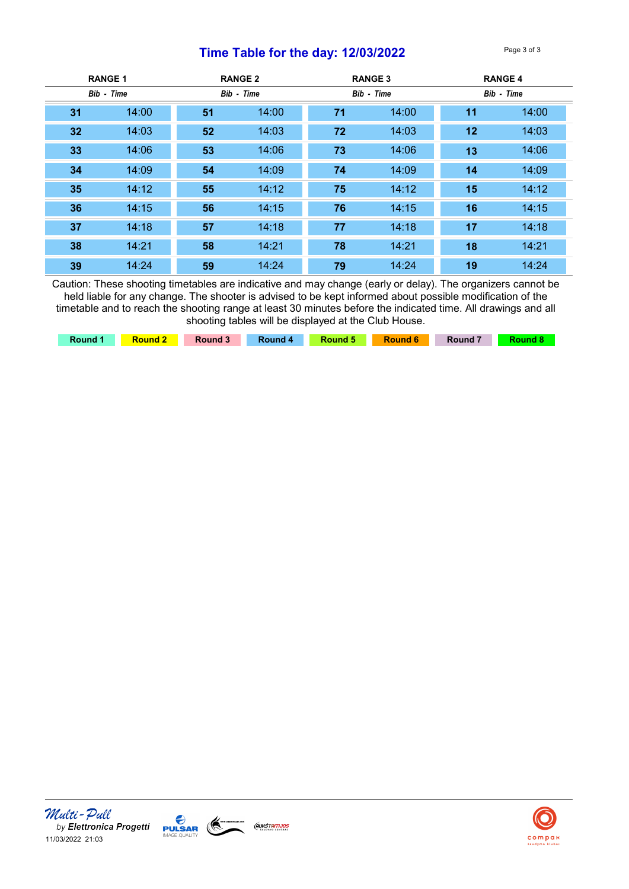## Time Table for the day: 12/03/2022

| RANGE 1 | | RANGE 2 | | RANGE 3 | | RANGE 4 | |
|---|---|---|---|---|---|---|---|
| *Bib* | *Time* | *Bib* | *Time* | *Bib* | *Time* | *Bib* | *Time* |
| **31** | 14:00 | **51** | 14:00 | **71** | 14:00 | **11** | 14:00 |
| **32** | 14:03 | **52** | 14:03 | **72** | 14:03 | **12** | 14:03 |
| **33** | 14:06 | **53** | 14:06 | **73** | 14:06 | **13** | 14:06 |
| **34** | 14:09 | **54** | 14:09 | **74** | 14:09 | **14** | 14:09 |
| **35** | 14:12 | **55** | 14:12 | **75** | 14:12 | **15** | 14:12 |
| **36** | 14:15 | **56** | 14:15 | **76** | 14:15 | **16** | 14:15 |
| **37** | 14:18 | **57** | 14:18 | **77** | 14:18 | **17** | 14:18 |
| **38** | 14:21 | **58** | 14:21 | **78** | 14:21 | **18** | 14:21 |
| **39** | 14:24 | **59** | 14:24 | **79** | 14:24 | **19** | 14:24 |

Caution: These shooting timetables are indicative and may change (early or delay). The organizers cannot be held liable for any change. The shooter is advised to be kept informed about possible modification of the timetable and to reach the shooting range at least 30 minutes before the indicated time. All drawings and all shooting tables will be displayed at the Club House.

**Round 1** **Round 2** **Round 3** **Round 4** **Round 5** **Round 6** **Round 7** **Round 8**

Multi-Pull
by *Elettronica Progetti*
11/03/2022 21:03